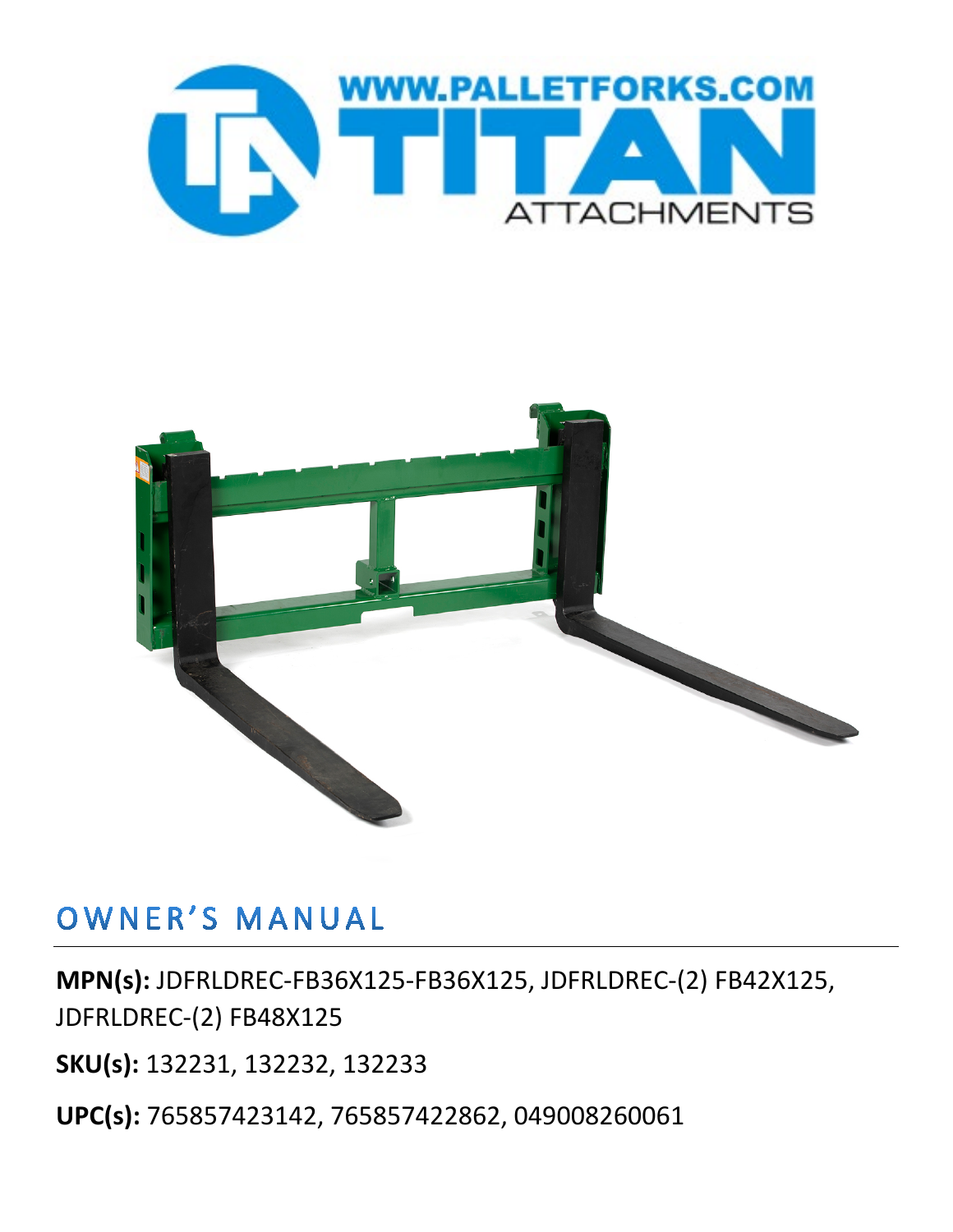WWW.PALLETFORKS.COM

TITAN

ATTACHMENTS

# OWNER'S MANUAL

**MPN(s):** JDFRLDREC-FB36X125-FB36X125, JDFRLDREC-(2) FB42X125, JDFRLDREC-(2) FB48X125

**SKU(s):** 132231, 132232, 132233

**UPC(s):** 765857423142, 765857422862, 049008260061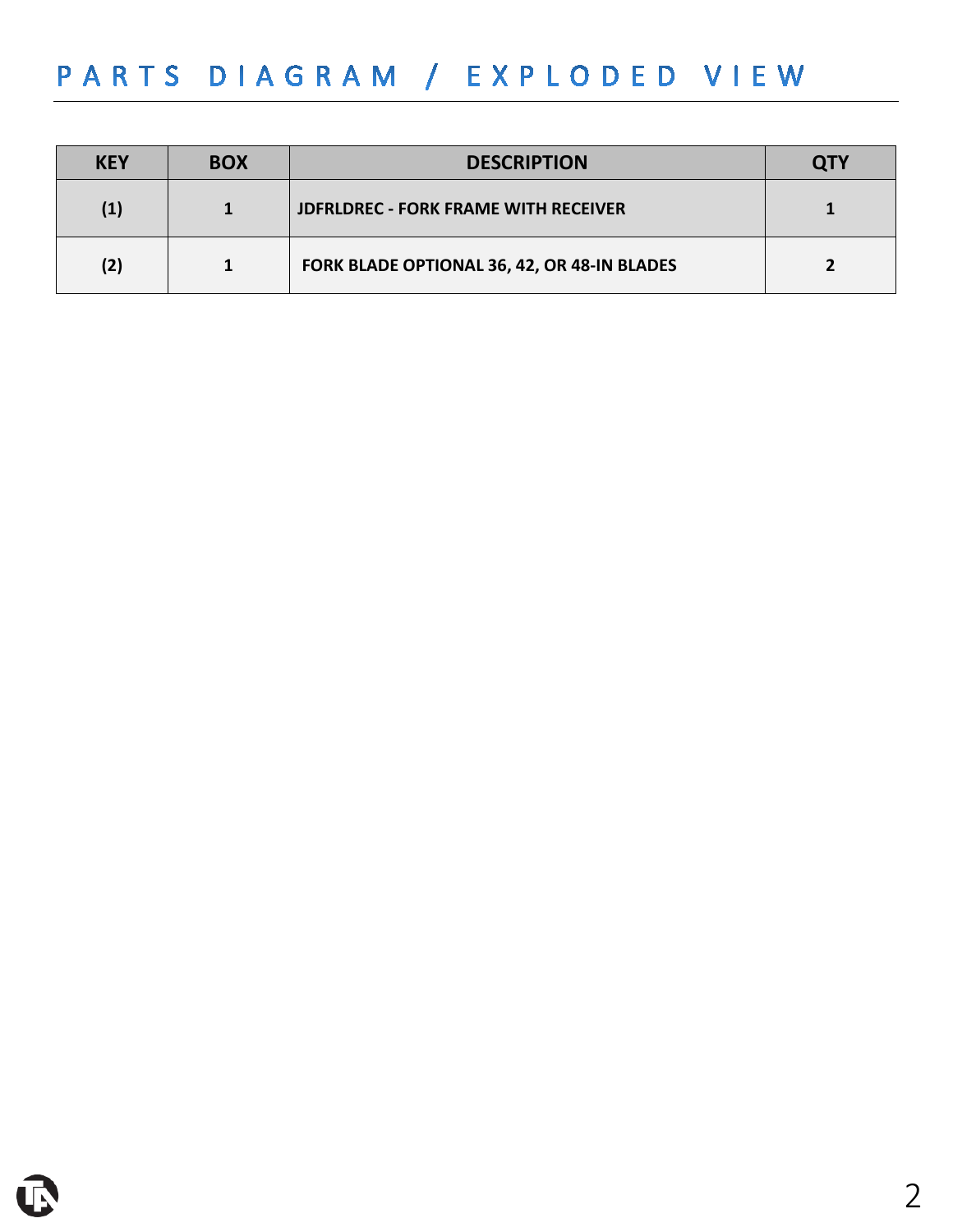# PARTS DIAGRAM / EXPLODED VIEW

| KEY | BOX | DESCRIPTION | QTY |
| --- | --- | --- | --- |
| (1) | 1 | JDFRLDREC - FORK FRAME WITH RECEIVER | 1 |
| (2) | 1 | FORK BLADE OPTIONAL 36, 42, OR 48-IN BLADES | 2 |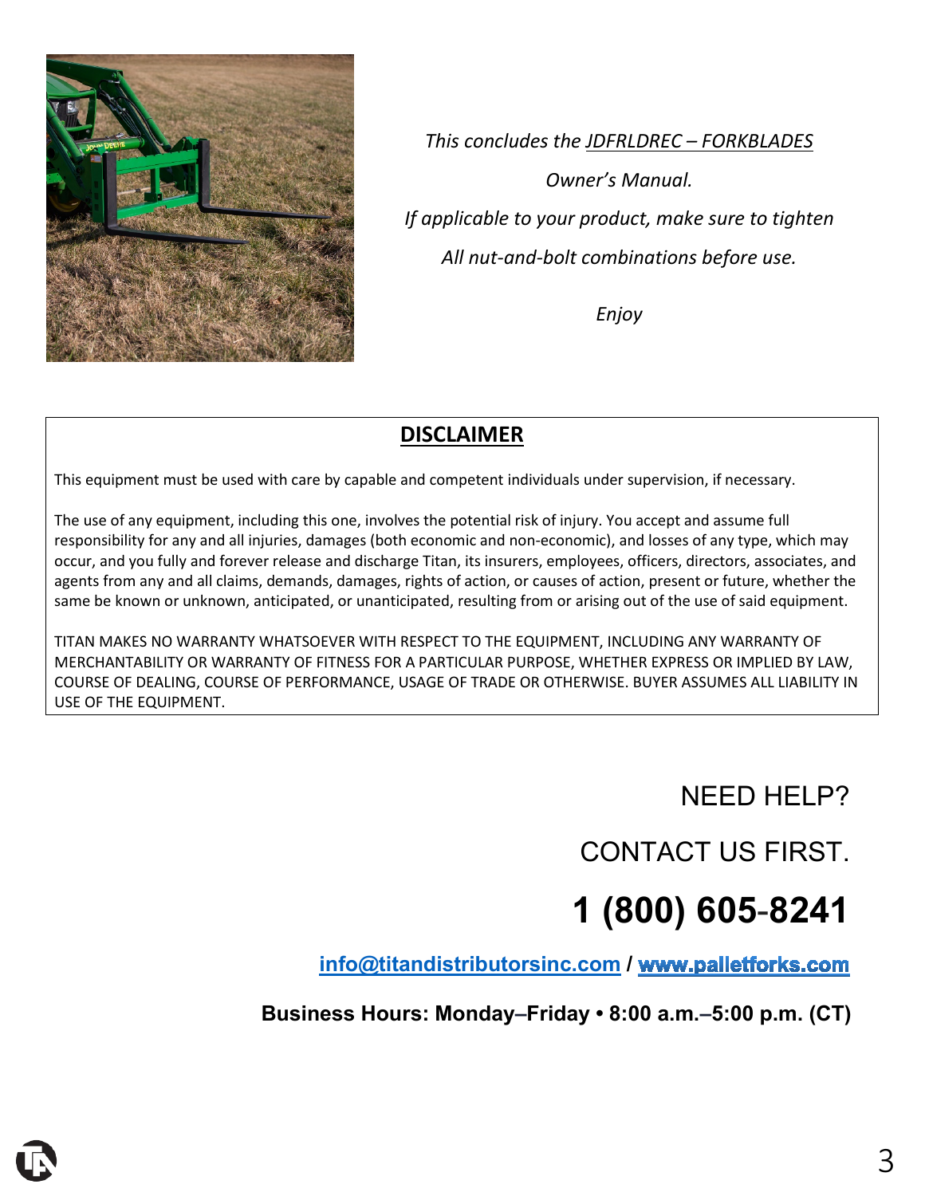*This concludes the JDFRLDREC – FORKBLADES*

*Owner's Manual.*

*If applicable to your product, make sure to tighten*

*All nut-and-bolt combinations before use.*

*Enjoy*

## DISCLAIMER

This equipment must be used with care by capable and competent individuals under supervision, if necessary.

The use of any equipment, including this one, involves the potential risk of injury. You accept and assume full responsibility for any and all injuries, damages (both economic and non-economic), and losses of any type, which may occur, and you fully and forever release and discharge Titan, its insurers, employees, officers, directors, associates, and agents from any and all claims, demands, damages, rights of action, or causes of action, present or future, whether the same be known or unknown, anticipated, or unanticipated, resulting from or arising out of the use of said equipment.

TITAN MAKES NO WARRANTY WHATSOEVER WITH RESPECT TO THE EQUIPMENT, INCLUDING ANY WARRANTY OF MERCHANTABILITY OR WARRANTY OF FITNESS FOR A PARTICULAR PURPOSE, WHETHER EXPRESS OR IMPLIED BY LAW, COURSE OF DEALING, COURSE OF PERFORMANCE, USAGE OF TRADE OR OTHERWISE. BUYER ASSUMES ALL LIABILITY IN USE OF THE EQUIPMENT.

NEED HELP?

CONTACT US FIRST.

**1 (800) 605-8241**

**info@titandistributorsinc.com / www.palletforks.com**

**Business Hours: Monday–Friday • 8:00 a.m.–5:00 p.m. (CT)**